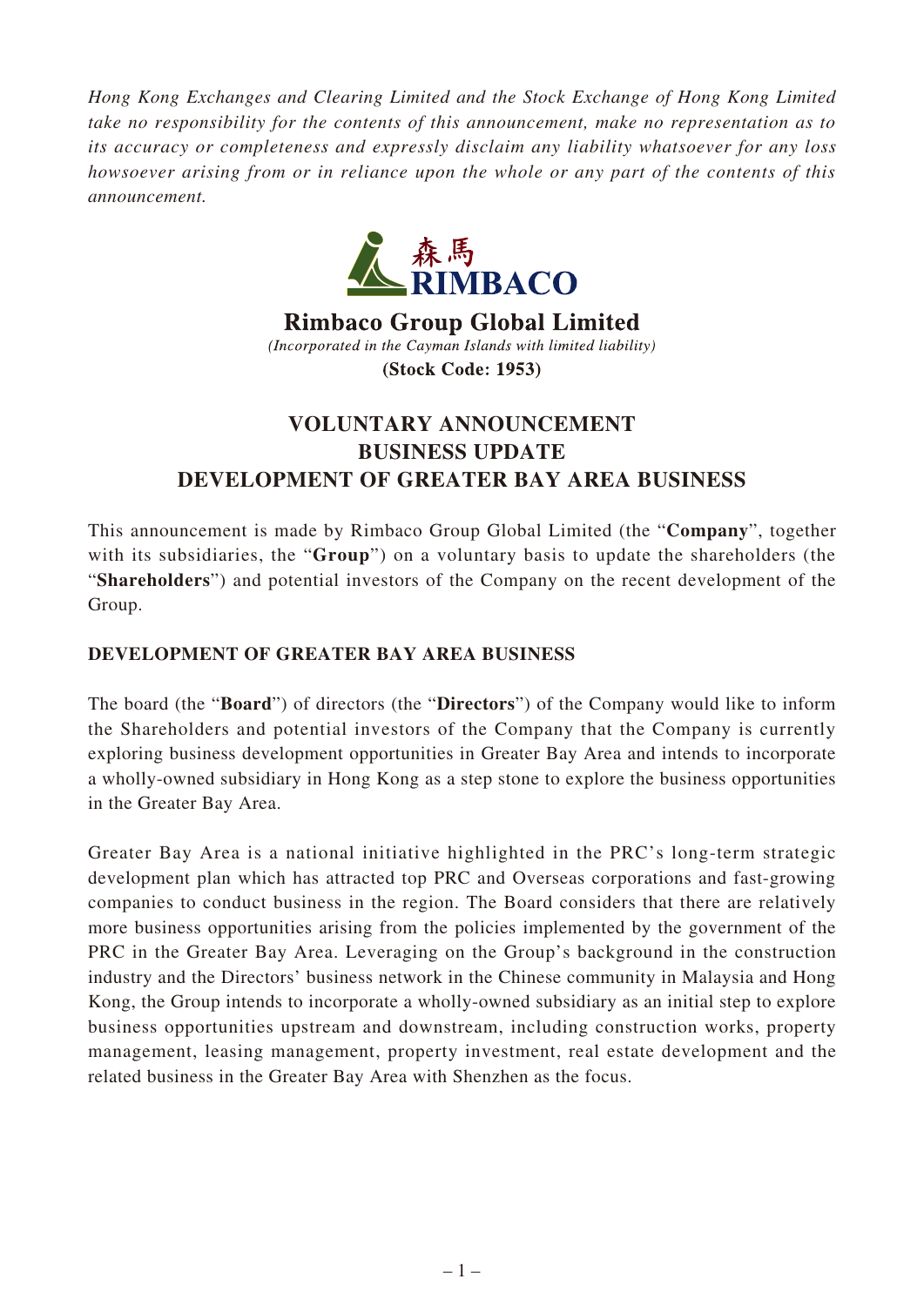*Hong Kong Exchanges and Clearing Limited and the Stock Exchange of Hong Kong Limited take no responsibility for the contents of this announcement, make no representation as to its accuracy or completeness and expressly disclaim any liability whatsoever for any loss howsoever arising from or in reliance upon the whole or any part of the contents of this announcement.*

森馬
RIMBACO

**Rimbaco Group Global Limited**

*(Incorporated in the Cayman Islands with limited liability)*

**(Stock Code: 1953)**

# VOLUNTARY ANNOUNCEMENT
# BUSINESS UPDATE
# DEVELOPMENT OF GREATER BAY AREA BUSINESS

This announcement is made by Rimbaco Group Global Limited (the "**Company**", together with its subsidiaries, the "**Group**") on a voluntary basis to update the shareholders (the "**Shareholders**") and potential investors of the Company on the recent development of the Group.

## DEVELOPMENT OF GREATER BAY AREA BUSINESS

The board (the "**Board**") of directors (the "**Directors**") of the Company would like to inform the Shareholders and potential investors of the Company that the Company is currently exploring business development opportunities in Greater Bay Area and intends to incorporate a wholly-owned subsidiary in Hong Kong as a step stone to explore the business opportunities in the Greater Bay Area.

Greater Bay Area is a national initiative highlighted in the PRC's long-term strategic development plan which has attracted top PRC and Overseas corporations and fast-growing companies to conduct business in the region. The Board considers that there are relatively more business opportunities arising from the policies implemented by the government of the PRC in the Greater Bay Area. Leveraging on the Group's background in the construction industry and the Directors' business network in the Chinese community in Malaysia and Hong Kong, the Group intends to incorporate a wholly-owned subsidiary as an initial step to explore business opportunities upstream and downstream, including construction works, property management, leasing management, property investment, real estate development and the related business in the Greater Bay Area with Shenzhen as the focus.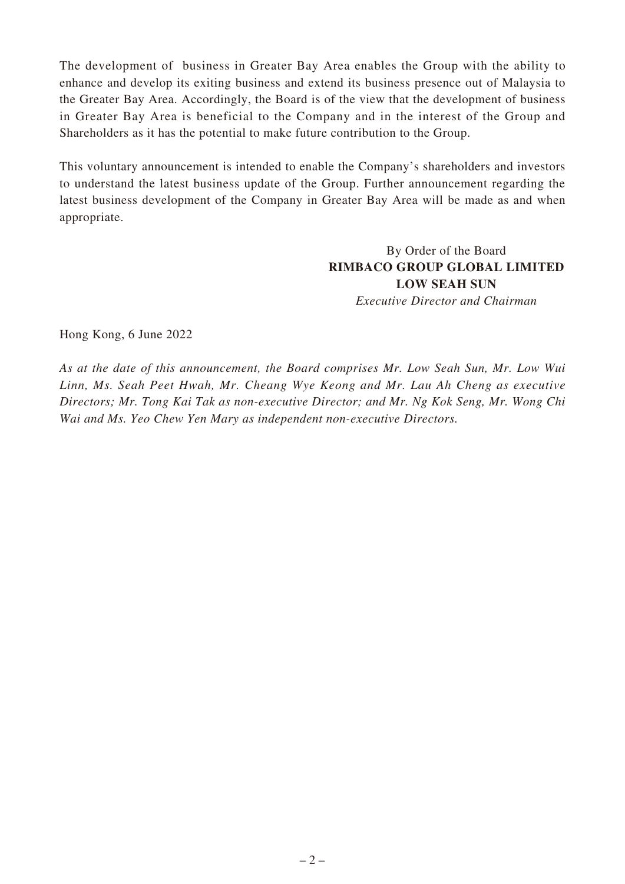The development of business in Greater Bay Area enables the Group with the ability to enhance and develop its exiting business and extend its business presence out of Malaysia to the Greater Bay Area. Accordingly, the Board is of the view that the development of business in Greater Bay Area is beneficial to the Company and in the interest of the Group and Shareholders as it has the potential to make future contribution to the Group.

This voluntary announcement is intended to enable the Company's shareholders and investors to understand the latest business update of the Group. Further announcement regarding the latest business development of the Company in Greater Bay Area will be made as and when appropriate.

By Order of the Board
**RIMBACO GROUP GLOBAL LIMITED**
**LOW SEAH SUN**
*Executive Director and Chairman*

Hong Kong, 6 June 2022

*As at the date of this announcement, the Board comprises Mr. Low Seah Sun, Mr. Low Wui Linn, Ms. Seah Peet Hwah, Mr. Cheang Wye Keong and Mr. Lau Ah Cheng as executive Directors; Mr. Tong Kai Tak as non-executive Director; and Mr. Ng Kok Seng, Mr. Wong Chi Wai and Ms. Yeo Chew Yen Mary as independent non-executive Directors.*